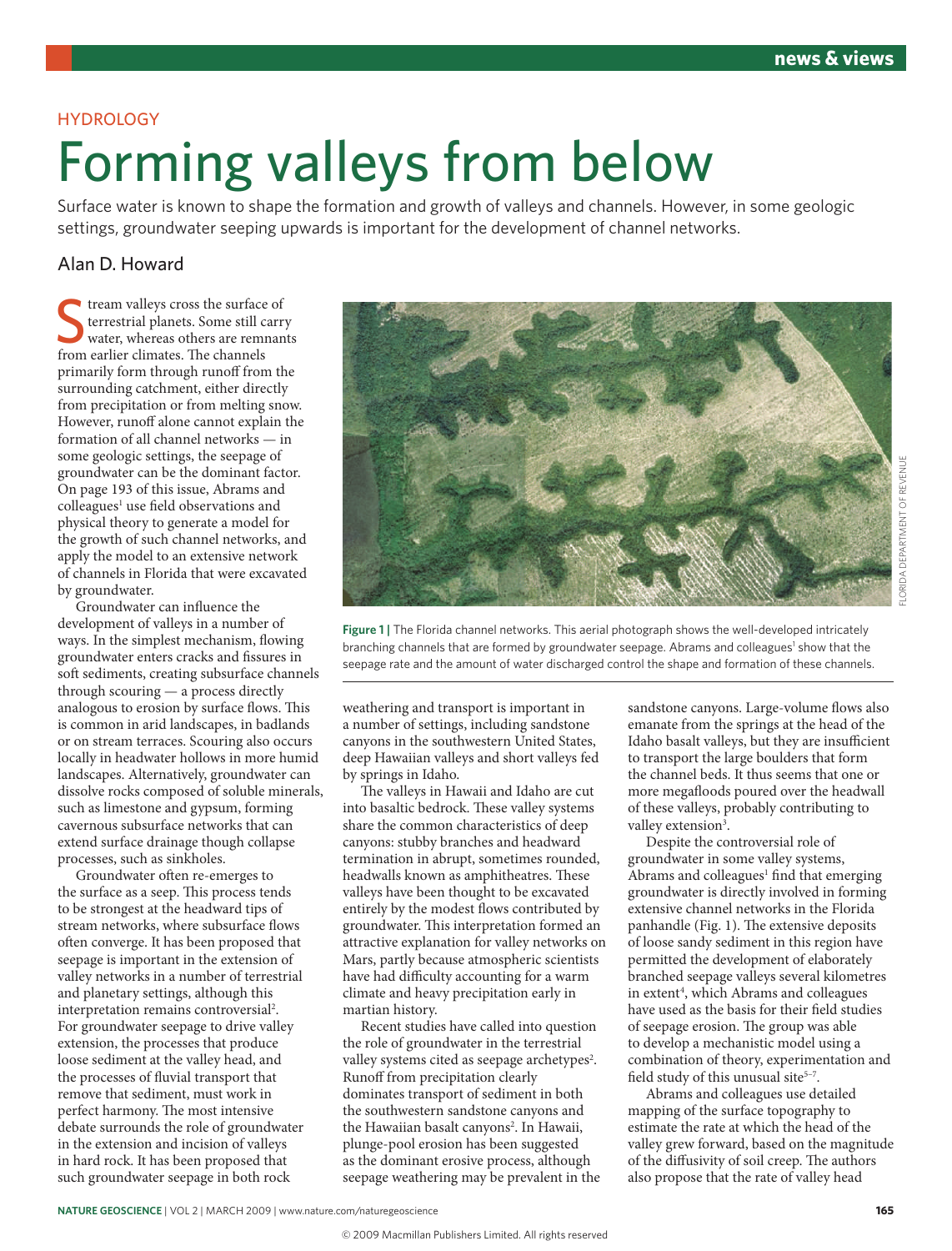HYDROLOGY

# Forming valleys from below

Surface water is known to shape the formation and growth of valleys and channels. However, in some geologic settings, groundwater seeping upwards is important for the development of channel networks.

Alan D. Howard

Stream valleys cross the surface of terrestrial planets. Some still carry water, whereas others are remnants from earlier climates. The channels primarily form through runoff from the surrounding catchment, either directly from precipitation or from melting snow. However, runoff alone cannot explain the formation of all channel networks — in some geologic settings, the seepage of groundwater can be the dominant factor. On page 193 of this issue, Abrams and colleagues[1] use field observations and physical theory to generate a model for the growth of such channel networks, and apply the model to an extensive network of channels in Florida that were excavated by groundwater.

Groundwater can influence the development of valleys in a number of ways. In the simplest mechanism, flowing groundwater enters cracks and fissures in soft sediments, creating subsurface channels through scouring — a process directly analogous to erosion by surface flows. This is common in arid landscapes, in badlands or on stream terraces. Scouring also occurs locally in headwater hollows in more humid landscapes. Alternatively, groundwater can dissolve rocks composed of soluble minerals, such as limestone and gypsum, forming cavernous subsurface networks that can extend surface drainage though collapse processes, such as sinkholes.

Groundwater often re-emerges to the surface as a seep. This process tends to be strongest at the headward tips of stream networks, where subsurface flows often converge. It has been proposed that seepage is important in the extension of valley networks in a number of terrestrial and planetary settings, although this interpretation remains controversial[2]. For groundwater seepage to drive valley extension, the processes that produce loose sediment at the valley head, and the processes of fluvial transport that remove that sediment, must work in perfect harmony. The most intensive debate surrounds the role of groundwater in the extension and incision of valleys in hard rock. It has been proposed that such groundwater seepage in both rock weathering and transport is important in a number of settings, including sandstone canyons in the southwestern United States, deep Hawaiian valleys and short valleys fed by springs in Idaho.

FLORIDA DEPARTMENT OF REVENUE

**Figure 1 |** The Florida channel networks. This aerial photograph shows the well-developed intricately branching channels that are formed by groundwater seepage. Abrams and colleagues[1] show that the seepage rate and the amount of water discharged control the shape and formation of these channels.

The valleys in Hawaii and Idaho are cut into basaltic bedrock. These valley systems share the common characteristics of deep canyons: stubby branches and headward termination in abrupt, sometimes rounded, headwalls known as amphitheatres. These valleys have been thought to be excavated entirely by the modest flows contributed by groundwater. This interpretation formed an attractive explanation for valley networks on Mars, partly because atmospheric scientists have had difficulty accounting for a warm climate and heavy precipitation early in martian history.

Recent studies have called into question the role of groundwater in the terrestrial valley systems cited as seepage archetypes[2]. Runoff from precipitation clearly dominates transport of sediment in both the southwestern sandstone canyons and the Hawaiian basalt canyons[2]. In Hawaii, plunge-pool erosion has been suggested as the dominant erosive process, although seepage weathering may be prevalent in the sandstone canyons. Large-volume flows also emanate from the springs at the head of the Idaho basalt valleys, but they are insufficient to transport the large boulders that form the channel beds. It thus seems that one or more megafloods poured over the headwall of these valleys, probably contributing to valley extension[3].

Despite the controversial role of groundwater in some valley systems, Abrams and colleagues[1] find that emerging groundwater is directly involved in forming extensive channel networks in the Florida panhandle (Fig. 1). The extensive deposits of loose sandy sediment in this region have permitted the development of elaborately branched seepage valleys several kilometres in extent[4], which Abrams and colleagues have used as the basis for their field studies of seepage erosion. The group was able to develop a mechanistic model using a combination of theory, experimentation and field study of this unusual site[5–7].

Abrams and colleagues use detailed mapping of the surface topography to estimate the rate at which the head of the valley grew forward, based on the magnitude of the diffusivity of soil creep. The authors also propose that the rate of valley head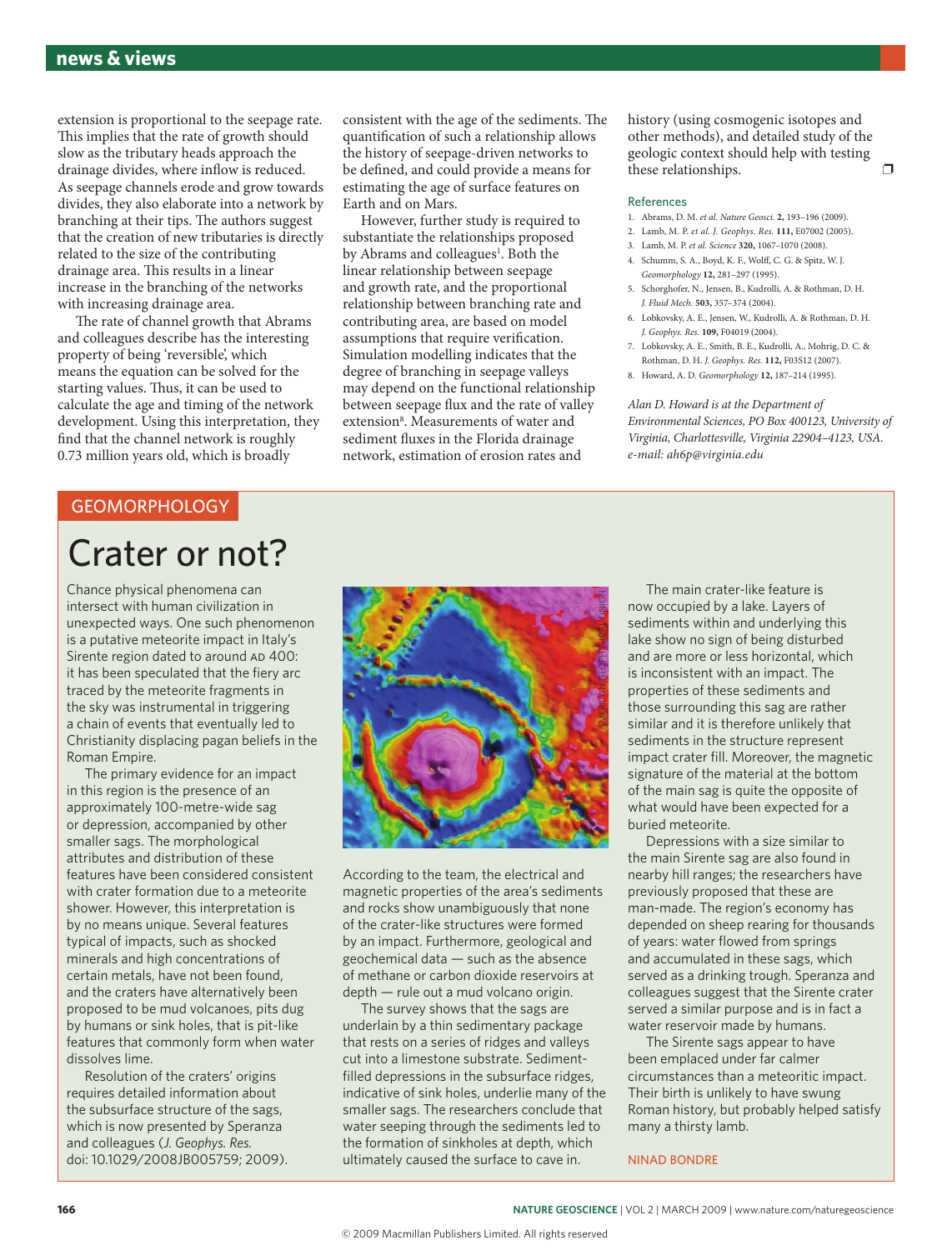extension is proportional to the seepage rate. This implies that the rate of growth should slow as the tributary heads approach the drainage divides, where inflow is reduced. As seepage channels erode and grow towards divides, they also elaborate into a network by branching at their tips. The authors suggest that the creation of new tributaries is directly related to the size of the contributing drainage area. This results in a linear increase in the branching of the networks with increasing drainage area.

The rate of channel growth that Abrams and colleagues describe has the interesting property of being 'reversible', which means the equation can be solved for the starting values. Thus, it can be used to calculate the age and timing of the network development. Using this interpretation, they find that the channel network is roughly 0.73 million years old, which is broadly consistent with the age of the sediments. The quantification of such a relationship allows the history of seepage-driven networks to be defined, and could provide a means for estimating the age of surface features on Earth and on Mars.

However, further study is required to substantiate the relationships proposed by Abrams and colleagues[1]. Both the linear relationship between seepage and growth rate, and the proportional relationship between branching rate and contributing area, are based on model assumptions that require verification. Simulation modelling indicates that the degree of branching in seepage valleys may depend on the functional relationship between seepage flux and the rate of valley extension[8]. Measurements of water and sediment fluxes in the Florida drainage network, estimation of erosion rates and history (using cosmogenic isotopes and other methods), and detailed study of the geologic context should help with testing these relationships.

### References

1. Abrams, D. M. *et al. Nature Geosci.* **2,** 193–196 (2009).
2. Lamb, M. P. *et al. J. Geophys. Res.* **111,** E07002 (2005).
3. Lamb, M. P. *et al. Science* **320,** 1067–1070 (2008).
4. Schumm, S. A., Boyd, K. F., Wolff, C. G. & Spitz, W. J. *Geomorphology* **12,** 281–297 (1995).
5. Schorghofer, N., Jensen, B., Kudrolli, A. & Rothman, D. H. *J. Fluid Mech.* **503,** 357–374 (2004).
6. Lobkovsky, A. E., Jensen, W., Kudrolli, A. & Rothman, D. H. *J. Geophys. Res.* **109,** F04019 (2004).
7. Lobkovsky, A. E., Smith, B. E., Kudrolli, A., Mohrig, D. C. & Rothman, D. H. *J. Geophys. Res.* **112,** F03S12 (2007).
8. Howard, A. D. *Geomorphology* **12,** 187–214 (1995).

*Alan D. Howard is at the Department of Environmental Sciences, PO Box 400123, University of Virginia, Charlottesville, Virginia 22904–4123, USA. e-mail: ah6p@virginia.edu*

---

GEOMORPHOLOGY

# Crater or not?

Chance physical phenomena can intersect with human civilization in unexpected ways. One such phenomenon is a putative meteorite impact in Italy's Sirente region dated to around AD 400: it has been speculated that the fiery arc traced by the meteorite fragments in the sky was instrumental in triggering a chain of events that eventually led to Christianity displacing pagan beliefs in the Roman Empire.

The primary evidence for an impact in this region is the presence of an approximately 100-metre-wide sag or depression, accompanied by other smaller sags. The morphological attributes and distribution of these features have been considered consistent with crater formation due to a meteorite shower. However, this interpretation is by no means unique. Several features typical of impacts, such as shocked minerals and high concentrations of certain metals, have not been found, and the craters have alternatively been proposed to be mud volcanoes, pits dug by humans or sink holes, that is pit-like features that commonly form when water dissolves lime.

Resolution of the craters' origins requires detailed information about the subsurface structure of the sags, which is now presented by Speranza and colleagues (*J. Geophys. Res.* doi: 10.1029/2008JB005759; 2009).

AMERICAN GEOPHYSICAL UNION

According to the team, the electrical and magnetic properties of the area's sediments and rocks show unambiguously that none of the crater-like structures were formed by an impact. Furthermore, geological and geochemical data — such as the absence of methane or carbon dioxide reservoirs at depth — rule out a mud volcano origin.

The survey shows that the sags are underlain by a thin sedimentary package that rests on a series of ridges and valleys cut into a limestone substrate. Sediment-filled depressions in the subsurface ridges, indicative of sink holes, underlie many of the smaller sags. The researchers conclude that water seeping through the sediments led to the formation of sinkholes at depth, which ultimately caused the surface to cave in.

The main crater-like feature is now occupied by a lake. Layers of sediments within and underlying this lake show no sign of being disturbed and are more or less horizontal, which is inconsistent with an impact. The properties of these sediments and those surrounding this sag are rather similar and it is therefore unlikely that sediments in the structure represent impact crater fill. Moreover, the magnetic signature of the material at the bottom of the main sag is quite the opposite of what would have been expected for a buried meteorite.

Depressions with a size similar to the main Sirente sag are also found in nearby hill ranges; the researchers have previously proposed that these are man-made. The region's economy has depended on sheep rearing for thousands of years: water flowed from springs and accumulated in these sags, which served as a drinking trough. Speranza and colleagues suggest that the Sirente crater served a similar purpose and is in fact a water reservoir made by humans.

The Sirente sags appear to have been emplaced under far calmer circumstances than a meteoritic impact. Their birth is unlikely to have swung Roman history, but probably helped satisfy many a thirsty lamb.

NINAD BONDRE